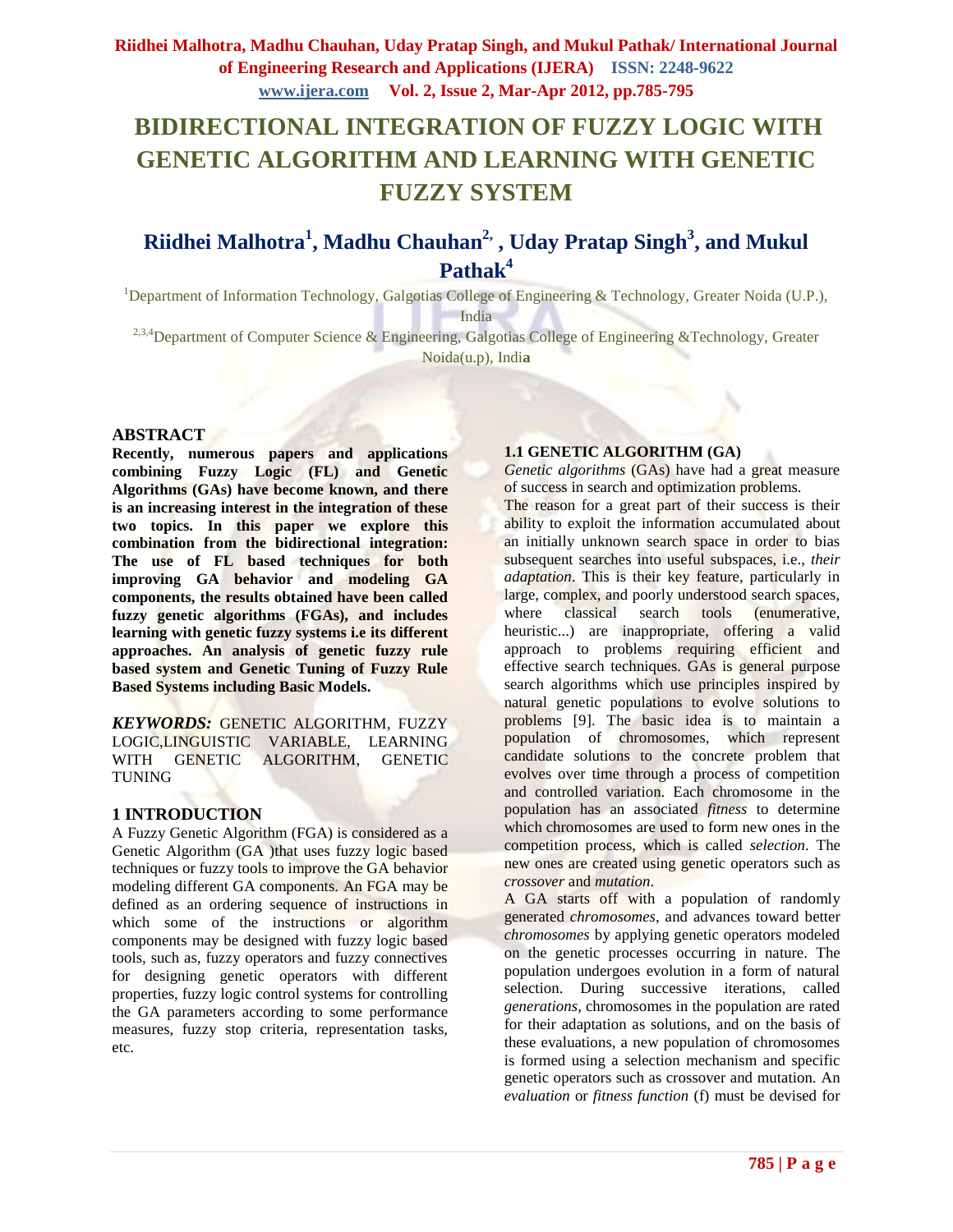# BIDIRECTIONAL INTEGRATION OF FUZZY LOGIC WITH GENETIC ALGORITHM AND LEARNING WITH GENETIC FUZZY SYSTEM

## Riidhei Malhotra[1], Madhu Chauhan[2], Uday Pratap Singh[3], and Mukul Pathak[4]

[1]Department of Information Technology, Galgotias College of Engineering & Technology, Greater Noida (U.P.), India

[2,3,4]Department of Computer Science & Engineering, Galgotias College of Engineering &Technology, Greater Noida(u.p), India

### ABSTRACT

**Recently, numerous papers and applications combining Fuzzy Logic (FL) and Genetic Algorithms (GAs) have become known, and there is an increasing interest in the integration of these two topics. In this paper we explore this combination from the bidirectional integration: The use of FL based techniques for both improving GA behavior and modeling GA components, the results obtained have been called fuzzy genetic algorithms (FGAs), and includes learning with genetic fuzzy systems i.e its different approaches. An analysis of genetic fuzzy rule based system and Genetic Tuning of Fuzzy Rule Based Systems including Basic Models.**

***KEYWORDS:*** GENETIC ALGORITHM, FUZZY LOGIC,LINGUISTIC VARIABLE, LEARNING WITH GENETIC ALGORITHM, GENETIC TUNING

### 1 INTRODUCTION

A Fuzzy Genetic Algorithm (FGA) is considered as a Genetic Algorithm (GA )that uses fuzzy logic based techniques or fuzzy tools to improve the GA behavior modeling different GA components. An FGA may be defined as an ordering sequence of instructions in which some of the instructions or algorithm components may be designed with fuzzy logic based tools, such as, fuzzy operators and fuzzy connectives for designing genetic operators with different properties, fuzzy logic control systems for controlling the GA parameters according to some performance measures, fuzzy stop criteria, representation tasks, etc.

#### 1.1 GENETIC ALGORITHM (GA)

*Genetic algorithms* (GAs) have had a great measure of success in search and optimization problems.

The reason for a great part of their success is their ability to exploit the information accumulated about an initially unknown search space in order to bias subsequent searches into useful subspaces, i.e., *their adaptation*. This is their key feature, particularly in large, complex, and poorly understood search spaces, where classical search tools (enumerative, heuristic...) are inappropriate, offering a valid approach to problems requiring efficient and effective search techniques. GAs is general purpose search algorithms which use principles inspired by natural genetic populations to evolve solutions to problems [9]. The basic idea is to maintain a population of chromosomes, which represent candidate solutions to the concrete problem that evolves over time through a process of competition and controlled variation. Each chromosome in the population has an associated *fitness* to determine which chromosomes are used to form new ones in the competition process, which is called *selection*. The new ones are created using genetic operators such as *crossover* and *mutation*.

A GA starts off with a population of randomly generated *chromosomes*, and advances toward better *chromosomes* by applying genetic operators modeled on the genetic processes occurring in nature. The population undergoes evolution in a form of natural selection. During successive iterations, called *generations*, chromosomes in the population are rated for their adaptation as solutions, and on the basis of these evaluations, a new population of chromosomes is formed using a selection mechanism and specific genetic operators such as crossover and mutation. An *evaluation* or *fitness function* (f) must be devised for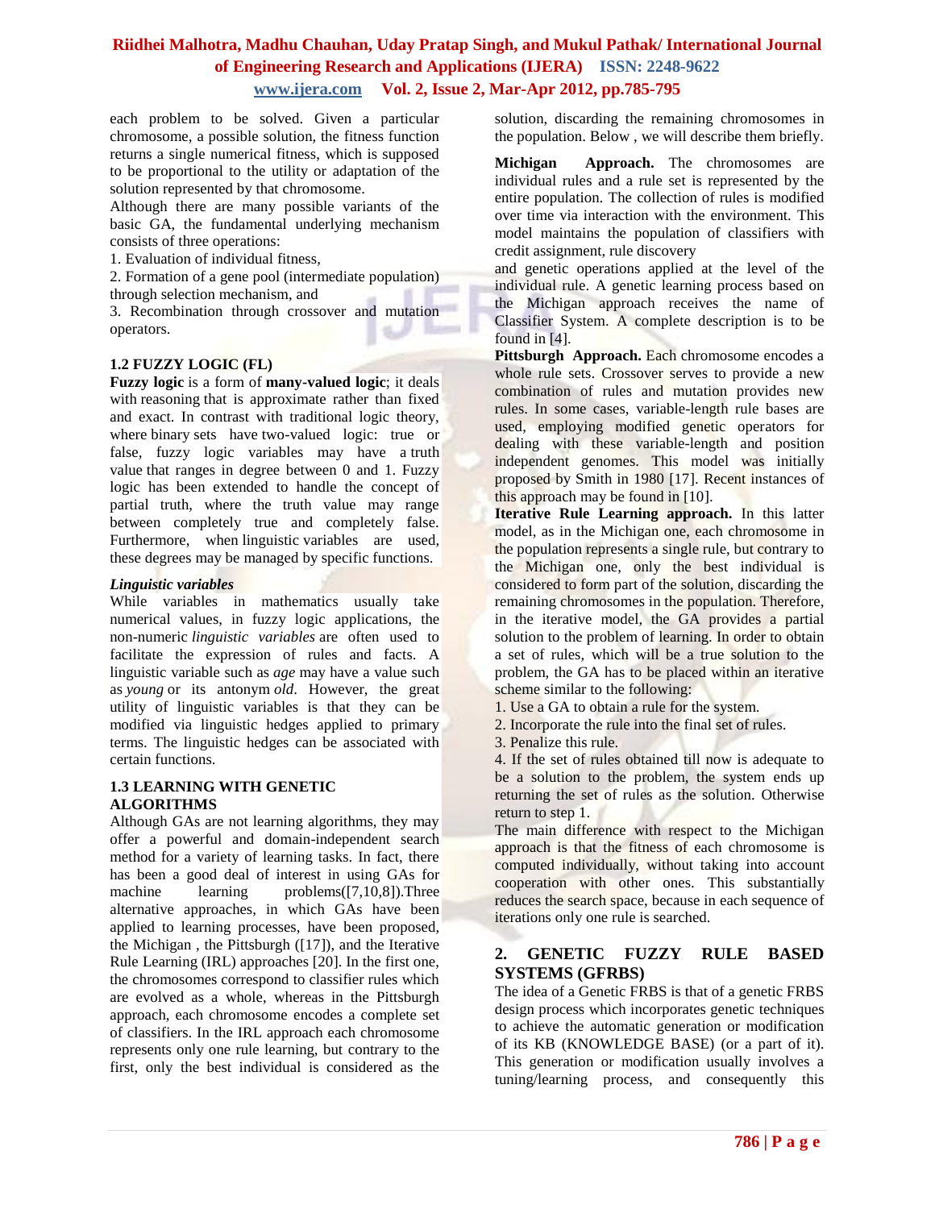each problem to be solved. Given a particular chromosome, a possible solution, the fitness function returns a single numerical fitness, which is supposed to be proportional to the utility or adaptation of the solution represented by that chromosome.

Although there are many possible variants of the basic GA, the fundamental underlying mechanism consists of three operations:

1. Evaluation of individual fitness,
2. Formation of a gene pool (intermediate population) through selection mechanism, and
3. Recombination through crossover and mutation operators.

### 1.2 FUZZY LOGIC (FL)

**Fuzzy logic** is a form of **many-valued logic**; it deals with reasoning that is approximate rather than fixed and exact. In contrast with traditional logic theory, where binary sets have two-valued logic: true or false, fuzzy logic variables may have a truth value that ranges in degree between 0 and 1. Fuzzy logic has been extended to handle the concept of partial truth, where the truth value may range between completely true and completely false. Furthermore, when linguistic variables are used, these degrees may be managed by specific functions.

***Linguistic variables***

While variables in mathematics usually take numerical values, in fuzzy logic applications, the non-numeric *linguistic variables* are often used to facilitate the expression of rules and facts. A linguistic variable such as *age* may have a value such as *young* or its antonym *old*. However, the great utility of linguistic variables is that they can be modified via linguistic hedges applied to primary terms. The linguistic hedges can be associated with certain functions.

### 1.3 LEARNING WITH GENETIC ALGORITHMS

Although GAs are not learning algorithms, they may offer a powerful and domain-independent search method for a variety of learning tasks. In fact, there has been a good deal of interest in using GAs for machine learning problems([7,10,8]).Three alternative approaches, in which GAs have been applied to learning processes, have been proposed, the Michigan , the Pittsburgh ([17]), and the Iterative Rule Learning (IRL) approaches [20]. In the first one, the chromosomes correspond to classifier rules which are evolved as a whole, whereas in the Pittsburgh approach, each chromosome encodes a complete set of classifiers. In the IRL approach each chromosome represents only one rule learning, but contrary to the first, only the best individual is considered as the solution, discarding the remaining chromosomes in the population. Below , we will describe them briefly.

**Michigan Approach.** The chromosomes are individual rules and a rule set is represented by the entire population. The collection of rules is modified over time via interaction with the environment. This model maintains the population of classifiers with credit assignment, rule discovery and genetic operations applied at the level of the individual rule. A genetic learning process based on the Michigan approach receives the name of Classifier System. A complete description is to be found in [4].

**Pittsburgh Approach.** Each chromosome encodes a whole rule sets. Crossover serves to provide a new combination of rules and mutation provides new rules. In some cases, variable-length rule bases are used, employing modified genetic operators for dealing with these variable-length and position independent genomes. This model was initially proposed by Smith in 1980 [17]. Recent instances of this approach may be found in [10].

**Iterative Rule Learning approach.** In this latter model, as in the Michigan one, each chromosome in the population represents a single rule, but contrary to the Michigan one, only the best individual is considered to form part of the solution, discarding the remaining chromosomes in the population. Therefore, in the iterative model, the GA provides a partial solution to the problem of learning. In order to obtain a set of rules, which will be a true solution to the problem, the GA has to be placed within an iterative scheme similar to the following:

1. Use a GA to obtain a rule for the system.
2. Incorporate the rule into the final set of rules.
3. Penalize this rule.
4. If the set of rules obtained till now is adequate to be a solution to the problem, the system ends up returning the set of rules as the solution. Otherwise return to step 1.

The main difference with respect to the Michigan approach is that the fitness of each chromosome is computed individually, without taking into account cooperation with other ones. This substantially reduces the search space, because in each sequence of iterations only one rule is searched.

## 2. GENETIC FUZZY RULE BASED SYSTEMS (GFRBS)

The idea of a Genetic FRBS is that of a genetic FRBS design process which incorporates genetic techniques to achieve the automatic generation or modification of its KB (KNOWLEDGE BASE) (or a part of it). This generation or modification usually involves a tuning/learning process, and consequently this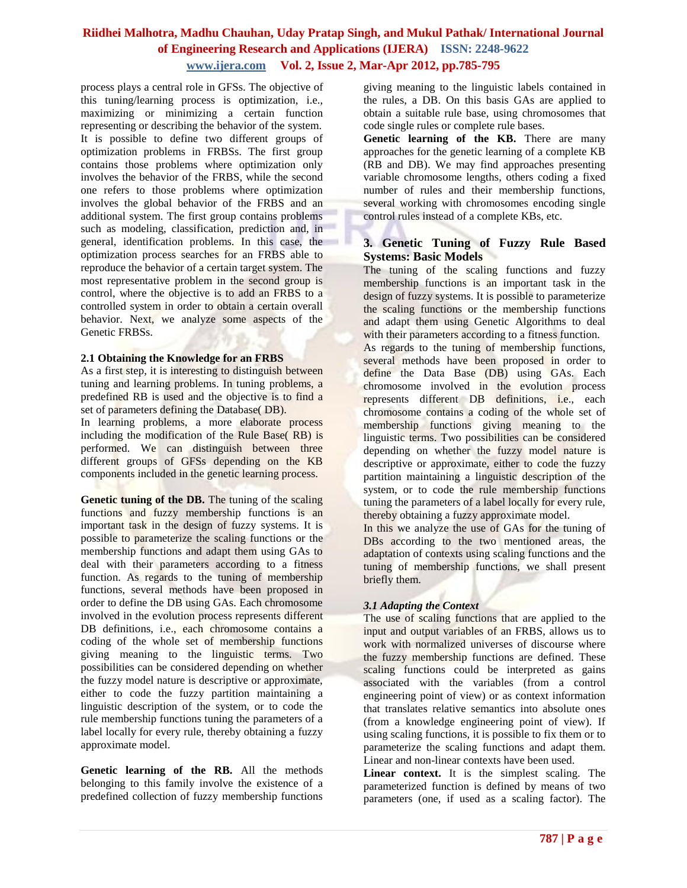process plays a central role in GFSs. The objective of this tuning/learning process is optimization, i.e., maximizing or minimizing a certain function representing or describing the behavior of the system. It is possible to define two different groups of optimization problems in FRBSs. The first group contains those problems where optimization only involves the behavior of the FRBS, while the second one refers to those problems where optimization involves the global behavior of the FRBS and an additional system. The first group contains problems such as modeling, classification, prediction and, in general, identification problems. In this case, the optimization process searches for an FRBS able to reproduce the behavior of a certain target system. The most representative problem in the second group is control, where the objective is to add an FRBS to a controlled system in order to obtain a certain overall behavior. Next, we analyze some aspects of the Genetic FRBSs.

### 2.1 Obtaining the Knowledge for an FRBS

As a first step, it is interesting to distinguish between tuning and learning problems. In tuning problems, a predefined RB is used and the objective is to find a set of parameters defining the Database( DB).

In learning problems, a more elaborate process including the modification of the Rule Base( RB) is performed. We can distinguish between three different groups of GFSs depending on the KB components included in the genetic learning process.

**Genetic tuning of the DB.** The tuning of the scaling functions and fuzzy membership functions is an important task in the design of fuzzy systems. It is possible to parameterize the scaling functions or the membership functions and adapt them using GAs to deal with their parameters according to a fitness function. As regards to the tuning of membership functions, several methods have been proposed in order to define the DB using GAs. Each chromosome involved in the evolution process represents different DB definitions, i.e., each chromosome contains a coding of the whole set of membership functions giving meaning to the linguistic terms. Two possibilities can be considered depending on whether the fuzzy model nature is descriptive or approximate, either to code the fuzzy partition maintaining a linguistic description of the system, or to code the rule membership functions tuning the parameters of a label locally for every rule, thereby obtaining a fuzzy approximate model.

**Genetic learning of the RB.** All the methods belonging to this family involve the existence of a predefined collection of fuzzy membership functions giving meaning to the linguistic labels contained in the rules, a DB. On this basis GAs are applied to obtain a suitable rule base, using chromosomes that code single rules or complete rule bases.

**Genetic learning of the KB.** There are many approaches for the genetic learning of a complete KB (RB and DB). We may find approaches presenting variable chromosome lengths, others coding a fixed number of rules and their membership functions, several working with chromosomes encoding single control rules instead of a complete KBs, etc.

## 3. Genetic Tuning of Fuzzy Rule Based Systems: Basic Models

The tuning of the scaling functions and fuzzy membership functions is an important task in the design of fuzzy systems. It is possible to parameterize the scaling functions or the membership functions and adapt them using Genetic Algorithms to deal with their parameters according to a fitness function.

As regards to the tuning of membership functions, several methods have been proposed in order to define the Data Base (DB) using GAs. Each chromosome involved in the evolution process represents different DB definitions, i.e., each chromosome contains a coding of the whole set of membership functions giving meaning to the linguistic terms. Two possibilities can be considered depending on whether the fuzzy model nature is descriptive or approximate, either to code the fuzzy partition maintaining a linguistic description of the system, or to code the rule membership functions tuning the parameters of a label locally for every rule, thereby obtaining a fuzzy approximate model.

In this we analyze the use of GAs for the tuning of DBs according to the two mentioned areas, the adaptation of contexts using scaling functions and the tuning of membership functions, we shall present briefly them.

### *3.1 Adapting the Context*

The use of scaling functions that are applied to the input and output variables of an FRBS, allows us to work with normalized universes of discourse where the fuzzy membership functions are defined. These scaling functions could be interpreted as gains associated with the variables (from a control engineering point of view) or as context information that translates relative semantics into absolute ones (from a knowledge engineering point of view). If using scaling functions, it is possible to fix them or to parameterize the scaling functions and adapt them. Linear and non-linear contexts have been used.

**Linear context.** It is the simplest scaling. The parameterized function is defined by means of two parameters (one, if used as a scaling factor). The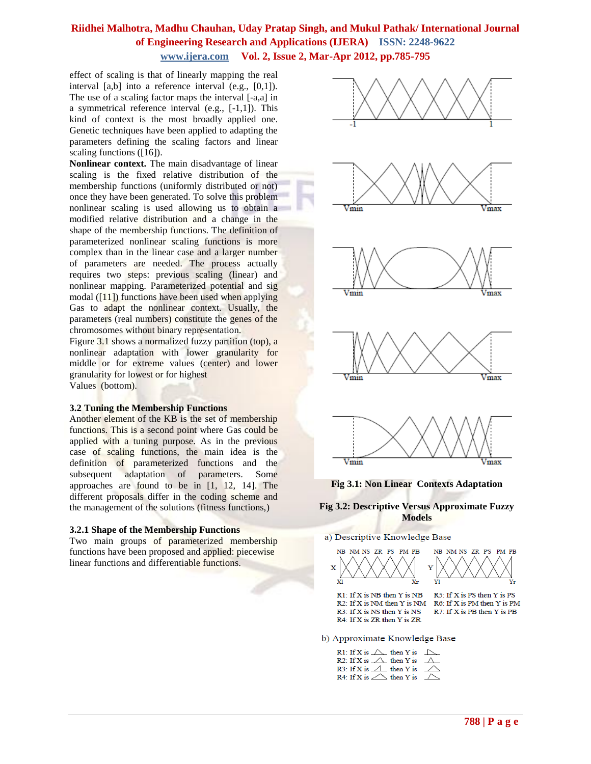effect of scaling is that of linearly mapping the real interval [a,b] into a reference interval (e.g., [0,1]). The use of a scaling factor maps the interval [-a,a] in a symmetrical reference interval (e.g., [-1,1]). This kind of context is the most broadly applied one. Genetic techniques have been applied to adapting the parameters defining the scaling factors and linear scaling functions ([16]).

**Nonlinear context.** The main disadvantage of linear scaling is the fixed relative distribution of the membership functions (uniformly distributed or not) once they have been generated. To solve this problem nonlinear scaling is used allowing us to obtain a modified relative distribution and a change in the shape of the membership functions. The definition of parameterized nonlinear scaling functions is more complex than in the linear case and a larger number of parameters are needed. The process actually requires two steps: previous scaling (linear) and nonlinear mapping. Parameterized potential and sig modal ([11]) functions have been used when applying Gas to adapt the nonlinear context. Usually, the parameters (real numbers) constitute the genes of the chromosomes without binary representation.

Figure 3.1 shows a normalized fuzzy partition (top), a nonlinear adaptation with lower granularity for middle or for extreme values (center) and lower granularity for lowest or for highest Values (bottom).

### 3.2 Tuning the Membership Functions

Another element of the KB is the set of membership functions. This is a second point where Gas could be applied with a tuning purpose. As in the previous case of scaling functions, the main idea is the definition of parameterized functions and the subsequent adaptation of parameters. Some approaches are found to be in [1, 12, 14]. The different proposals differ in the coding scheme and the management of the solutions (fitness functions,)

#### 3.2.1 Shape of the Membership Functions

Two main groups of parameterized membership functions have been proposed and applied: piecewise linear functions and differentiable functions.

**Fig 3.1: Non Linear Contexts Adaptation**

**Fig 3.2: Descriptive Versus Approximate Fuzzy Models**

a) Descriptive Knowledge Base

R1: If X is NB then Y is NB
R2: If X is NM then Y is NM
R3: If X is NS then Y is NS
R4: If X is ZR then Y is ZR
R5: If X is PS then Y is PS
R6: If X is PM then Y is PM
R7: If X is PB then Y is PB

b) Approximate Knowledge Base

R1: If X is then Y is
R2: If X is then Y is
R3: If X is then Y is
R4: If X is then Y is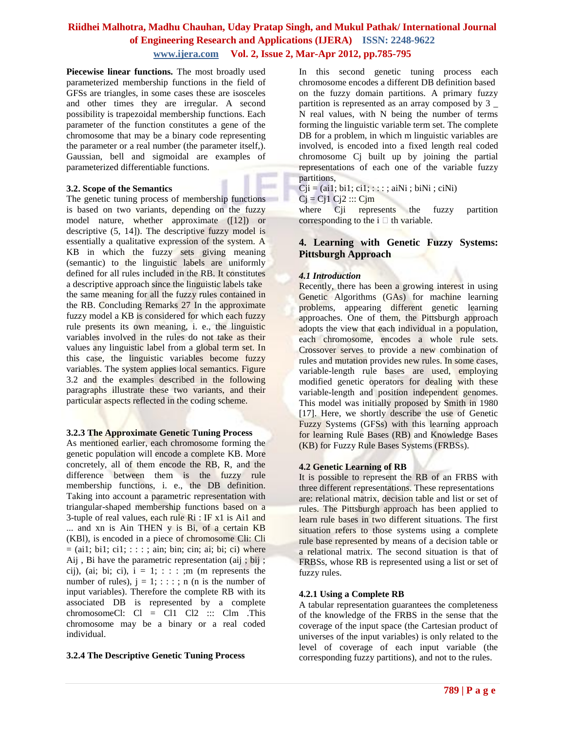**Piecewise linear functions.** The most broadly used parameterized membership functions in the field of GFSs are triangles, in some cases these are isosceles and other times they are irregular. A second possibility is trapezoidal membership functions. Each parameter of the function constitutes a gene of the chromosome that may be a binary code representing the parameter or a real number (the parameter itself,). Gaussian, bell and sigmoidal are examples of parameterized differentiable functions.

### 3.2. Scope of the Semantics

The genetic tuning process of membership functions is based on two variants, depending on the fuzzy model nature, whether approximate ([12]) or descriptive (5, 14]). The descriptive fuzzy model is essentially a qualitative expression of the system. A KB in which the fuzzy sets giving meaning (semantic) to the linguistic labels are uniformly defined for all rules included in the RB. It constitutes a descriptive approach since the linguistic labels take the same meaning for all the fuzzy rules contained in the RB. Concluding Remarks 27 In the approximate fuzzy model a KB is considered for which each fuzzy rule presents its own meaning, i. e., the linguistic variables involved in the rules do not take as their values any linguistic label from a global term set. In this case, the linguistic variables become fuzzy variables. The system applies local semantics. Figure 3.2 and the examples described in the following paragraphs illustrate these two variants, and their particular aspects reflected in the coding scheme.

#### 3.2.3 The Approximate Genetic Tuning Process

As mentioned earlier, each chromosome forming the genetic population will encode a complete KB. More concretely, all of them encode the RB, R, and the difference between them is the fuzzy rule membership functions, i. e., the DB definition. Taking into account a parametric representation with triangular-shaped membership functions based on a 3-tuple of real values, each rule $R_i$ : IF $x_1$ is $A_{i1}$ and ... and $x_n$ is $A_{in}$ THEN y is $B_i$, of a certain KB ($KB_l$), is encoded in a piece of chromosome $C_{li}$: $C_{li} = (a_{i1}; b_{i1}; c_{i1}; : : : ; a_{in}; b_{in}; c_{in}; a_i; b_i; c_i)$ where $A_{ij}$, $B_i$ have the parametric representation ($a_{ij}$ ; $b_{ij}$ ; $c_{ij}$), ($a_i$; $b_i$; $c_i$), i = 1; : : : ;m (m represents the number of rules), j = 1; : : : ; n (n is the number of input variables). Therefore the complete RB with its associated DB is represented by a complete chromosome$C_l$: $C_l = C_{l1}\ C_{l2}\ :::\ C_{lm}$ .This chromosome may be a binary or a real coded individual.

#### 3.2.4 The Descriptive Genetic Tuning Process

In this second genetic tuning process each chromosome encodes a different DB definition based on the fuzzy domain partitions. A primary fuzzy partition is represented as an array composed by 3 _ N real values, with N being the number of terms forming the linguistic variable term set. The complete DB for a problem, in which m linguistic variables are involved, is encoded into a fixed length real coded chromosome $C_j$ built up by joining the partial representations of each one of the variable fuzzy partitions,

$C_{ji} = (a_{i1}; b_{i1}; c_{i1}; : : : ; a_{iN_i} ; b_{iN_i} ; c_{iN_i})$

$C_j = C_{j1}\ C_{j2}\ :::\ C_{jm}$

where $C_{ji}$ represents the fuzzy partition corresponding to the i  th variable.

## 4. Learning with Genetic Fuzzy Systems: Pittsburgh Approach

### *4.1 Introduction*

Recently, there has been a growing interest in using Genetic Algorithms (GAs) for machine learning problems, appearing different genetic learning approaches. One of them, the Pittsburgh approach adopts the view that each individual in a population, each chromosome, encodes a whole rule sets. Crossover serves to provide a new combination of rules and mutation provides new rules. In some cases, variable-length rule bases are used, employing modified genetic operators for dealing with these variable-length and position independent genomes. This model was initially proposed by Smith in 1980 [17]. Here, we shortly describe the use of Genetic Fuzzy Systems (GFSs) with this learning approach for learning Rule Bases (RB) and Knowledge Bases (KB) for Fuzzy Rule Bases Systems (FRBSs).

### 4.2 Genetic Learning of RB

It is possible to represent the RB of an FRBS with three different representations. These representations are: relational matrix, decision table and list or set of rules. The Pittsburgh approach has been applied to learn rule bases in two different situations. The first situation refers to those systems using a complete rule base represented by means of a decision table or a relational matrix. The second situation is that of FRBSs, whose RB is represented using a list or set of fuzzy rules.

#### 4.2.1 Using a Complete RB

A tabular representation guarantees the completeness of the knowledge of the FRBS in the sense that the coverage of the input space (the Cartesian product of universes of the input variables) is only related to the level of coverage of each input variable (the corresponding fuzzy partitions), and not to the rules.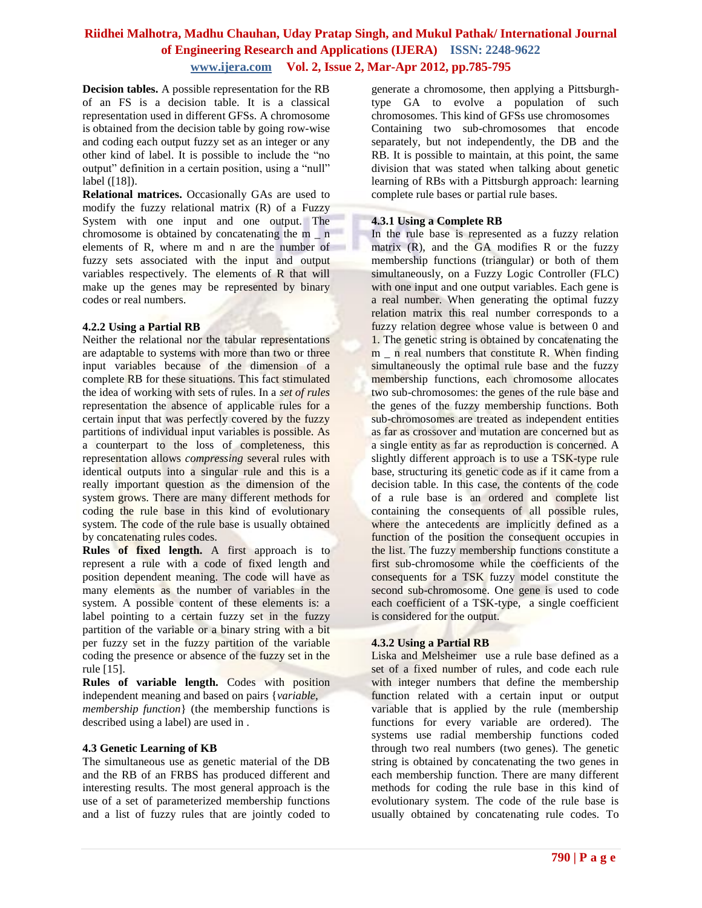**Decision tables.** A possible representation for the RB of an FS is a decision table. It is a classical representation used in different GFSs. A chromosome is obtained from the decision table by going row-wise and coding each output fuzzy set as an integer or any other kind of label. It is possible to include the "no output" definition in a certain position, using a "null" label ([18]).

**Relational matrices.** Occasionally GAs are used to modify the fuzzy relational matrix (R) of a Fuzzy System with one input and one output. The chromosome is obtained by concatenating the m _ n elements of R, where m and n are the number of fuzzy sets associated with the input and output variables respectively. The elements of R that will make up the genes may be represented by binary codes or real numbers.

### 4.2.2 Using a Partial RB

Neither the relational nor the tabular representations are adaptable to systems with more than two or three input variables because of the dimension of a complete RB for these situations. This fact stimulated the idea of working with sets of rules. In a *set of rules* representation the absence of applicable rules for a certain input that was perfectly covered by the fuzzy partitions of individual input variables is possible. As a counterpart to the loss of completeness, this representation allows *compressing* several rules with identical outputs into a singular rule and this is a really important question as the dimension of the system grows. There are many different methods for coding the rule base in this kind of evolutionary system. The code of the rule base is usually obtained by concatenating rules codes.

**Rules of fixed length.** A first approach is to represent a rule with a code of fixed length and position dependent meaning. The code will have as many elements as the number of variables in the system. A possible content of these elements is: a label pointing to a certain fuzzy set in the fuzzy partition of the variable or a binary string with a bit per fuzzy set in the fuzzy partition of the variable coding the presence or absence of the fuzzy set in the rule [15].

**Rules of variable length.** Codes with position independent meaning and based on pairs {*variable, membership function*} (the membership functions is described using a label) are used in .

### 4.3 Genetic Learning of KB

The simultaneous use as genetic material of the DB and the RB of an FRBS has produced different and interesting results. The most general approach is the use of a set of parameterized membership functions and a list of fuzzy rules that are jointly coded to generate a chromosome, then applying a Pittsburgh-type GA to evolve a population of such chromosomes. This kind of GFSs use chromosomes Containing two sub-chromosomes that encode separately, but not independently, the DB and the RB. It is possible to maintain, at this point, the same division that was stated when talking about genetic learning of RBs with a Pittsburgh approach: learning complete rule bases or partial rule bases.

### 4.3.1 Using a Complete RB

In the rule base is represented as a fuzzy relation matrix (R), and the GA modifies R or the fuzzy membership functions (triangular) or both of them simultaneously, on a Fuzzy Logic Controller (FLC) with one input and one output variables. Each gene is a real number. When generating the optimal fuzzy relation matrix this real number corresponds to a fuzzy relation degree whose value is between 0 and 1. The genetic string is obtained by concatenating the m _ n real numbers that constitute R. When finding simultaneously the optimal rule base and the fuzzy membership functions, each chromosome allocates two sub-chromosomes: the genes of the rule base and the genes of the fuzzy membership functions. Both sub-chromosomes are treated as independent entities as far as crossover and mutation are concerned but as a single entity as far as reproduction is concerned. A slightly different approach is to use a TSK-type rule base, structuring its genetic code as if it came from a decision table. In this case, the contents of the code of a rule base is an ordered and complete list containing the consequents of all possible rules, where the antecedents are implicitly defined as a function of the position the consequent occupies in the list. The fuzzy membership functions constitute a first sub-chromosome while the coefficients of the consequents for a TSK fuzzy model constitute the second sub-chromosome. One gene is used to code each coefficient of a TSK-type, a single coefficient is considered for the output.

### 4.3.2 Using a Partial RB

Liska and Melsheimer use a rule base defined as a set of a fixed number of rules, and code each rule with integer numbers that define the membership function related with a certain input or output variable that is applied by the rule (membership functions for every variable are ordered). The systems use radial membership functions coded through two real numbers (two genes). The genetic string is obtained by concatenating the two genes in each membership function. There are many different methods for coding the rule base in this kind of evolutionary system. The code of the rule base is usually obtained by concatenating rule codes. To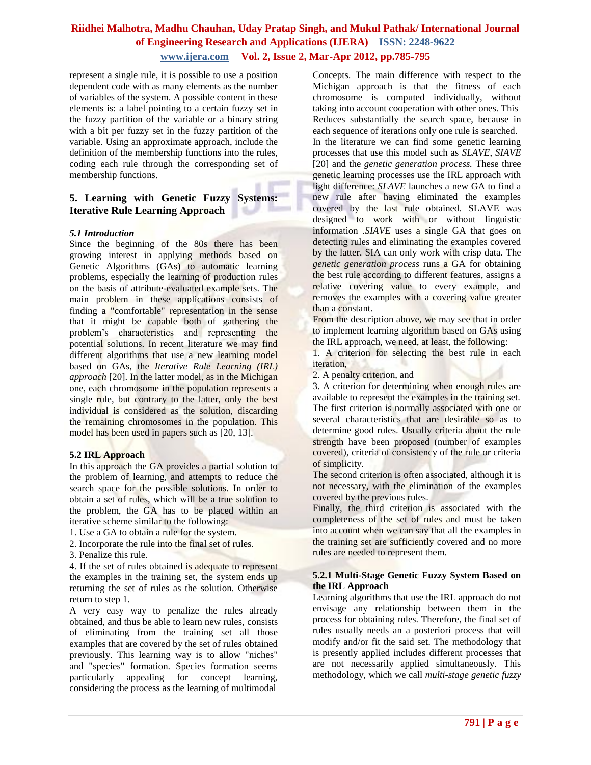represent a single rule, it is possible to use a position dependent code with as many elements as the number of variables of the system. A possible content in these elements is: a label pointing to a certain fuzzy set in the fuzzy partition of the variable or a binary string with a bit per fuzzy set in the fuzzy partition of the variable. Using an approximate approach, include the definition of the membership functions into the rules, coding each rule through the corresponding set of membership functions.

## 5. Learning with Genetic Fuzzy Systems: Iterative Rule Learning Approach

### *5.1 Introduction*

Since the beginning of the 80s there has been growing interest in applying methods based on Genetic Algorithms (GAs) to automatic learning problems, especially the learning of production rules on the basis of attribute-evaluated example sets. The main problem in these applications consists of finding a "comfortable" representation in the sense that it might be capable both of gathering the problem's characteristics and representing the potential solutions. In recent literature we may find different algorithms that use a new learning model based on GAs, the *Iterative Rule Learning (IRL) approach* [20]. In the latter model, as in the Michigan one, each chromosome in the population represents a single rule, but contrary to the latter, only the best individual is considered as the solution, discarding the remaining chromosomes in the population. This model has been used in papers such as [20, 13].

### 5.2 IRL Approach

In this approach the GA provides a partial solution to the problem of learning, and attempts to reduce the search space for the possible solutions. In order to obtain a set of rules, which will be a true solution to the problem, the GA has to be placed within an iterative scheme similar to the following:

1. Use a GA to obtain a rule for the system.
2. Incorporate the rule into the final set of rules.
3. Penalize this rule.
4. If the set of rules obtained is adequate to represent the examples in the training set, the system ends up returning the set of rules as the solution. Otherwise return to step 1.

A very easy way to penalize the rules already obtained, and thus be able to learn new rules, consists of eliminating from the training set all those examples that are covered by the set of rules obtained previously. This learning way is to allow "niches" and "species" formation. Species formation seems particularly appealing for concept learning, considering the process as the learning of multimodal Concepts. The main difference with respect to the Michigan approach is that the fitness of each chromosome is computed individually, without taking into account cooperation with other ones. This Reduces substantially the search space, because in each sequence of iterations only one rule is searched.

In the literature we can find some genetic learning processes that use this model such as *SLAVE*, *SIAVE* [20] and the *genetic generation process.* These three genetic learning processes use the IRL approach with light difference: *SLAVE* launches a new GA to find a new rule after having eliminated the examples covered by the last rule obtained. SLAVE was designed to work with or without linguistic information .*SIAVE* uses a single GA that goes on detecting rules and eliminating the examples covered by the latter. SIA can only work with crisp data. The *genetic generation process* runs a GA for obtaining the best rule according to different features, assigns a relative covering value to every example, and removes the examples with a covering value greater than a constant.

From the description above, we may see that in order to implement learning algorithm based on GAs using the IRL approach, we need, at least, the following:

1. A criterion for selecting the best rule in each iteration,
2. A penalty criterion, and
3. A criterion for determining when enough rules are available to represent the examples in the training set.

The first criterion is normally associated with one or several characteristics that are desirable so as to determine good rules. Usually criteria about the rule strength have been proposed (number of examples covered), criteria of consistency of the rule or criteria of simplicity.

The second criterion is often associated, although it is not necessary, with the elimination of the examples covered by the previous rules.

Finally, the third criterion is associated with the completeness of the set of rules and must be taken into account when we can say that all the examples in the training set are sufficiently covered and no more rules are needed to represent them.

#### 5.2.1 Multi-Stage Genetic Fuzzy System Based on the IRL Approach

Learning algorithms that use the IRL approach do not envisage any relationship between them in the process for obtaining rules. Therefore, the final set of rules usually needs an a posteriori process that will modify and/or fit the said set. The methodology that is presently applied includes different processes that are not necessarily applied simultaneously. This methodology, which we call *multi-stage genetic fuzzy*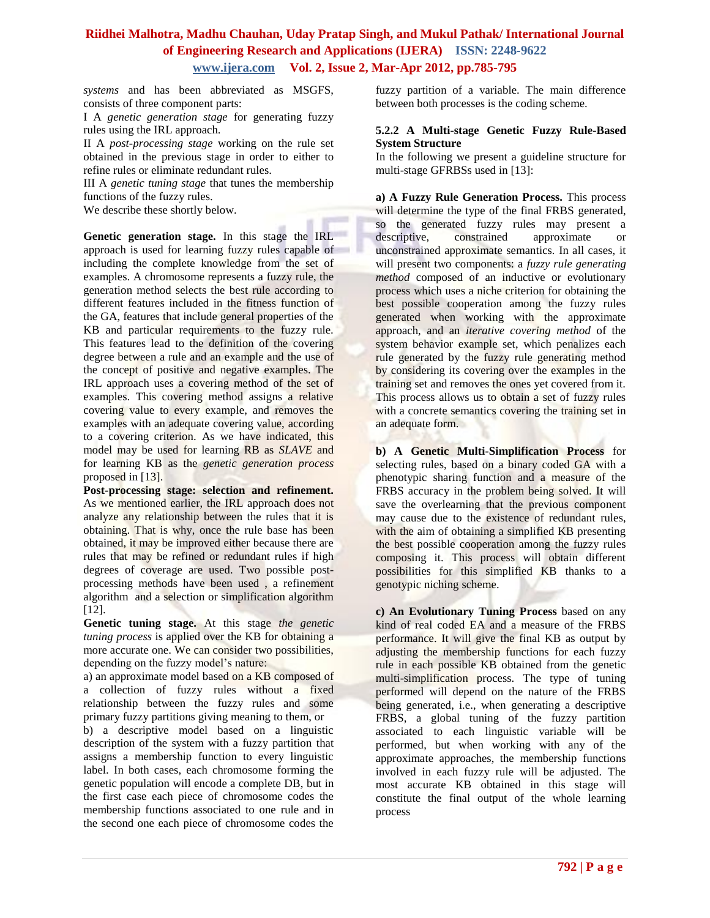*systems* and has been abbreviated as MSGFS, consists of three component parts:

I A *genetic generation stage* for generating fuzzy rules using the IRL approach.

II A *post-processing stage* working on the rule set obtained in the previous stage in order to either to refine rules or eliminate redundant rules.

III A *genetic tuning stage* that tunes the membership functions of the fuzzy rules.

We describe these shortly below.

**Genetic generation stage.** In this stage the IRL approach is used for learning fuzzy rules capable of including the complete knowledge from the set of examples. A chromosome represents a fuzzy rule, the generation method selects the best rule according to different features included in the fitness function of the GA, features that include general properties of the KB and particular requirements to the fuzzy rule. This features lead to the definition of the covering degree between a rule and an example and the use of the concept of positive and negative examples. The IRL approach uses a covering method of the set of examples. This covering method assigns a relative covering value to every example, and removes the examples with an adequate covering value, according to a covering criterion. As we have indicated, this model may be used for learning RB as *SLAVE* and for learning KB as the *genetic generation process* proposed in [13].

**Post-processing stage: selection and refinement.** As we mentioned earlier, the IRL approach does not analyze any relationship between the rules that it is obtaining. That is why, once the rule base has been obtained, it may be improved either because there are rules that may be refined or redundant rules if high degrees of coverage are used. Two possible post-processing methods have been used , a refinement algorithm and a selection or simplification algorithm [12].

**Genetic tuning stage.** At this stage *the genetic tuning process* is applied over the KB for obtaining a more accurate one. We can consider two possibilities, depending on the fuzzy model's nature:

a) an approximate model based on a KB composed of a collection of fuzzy rules without a fixed relationship between the fuzzy rules and some primary fuzzy partitions giving meaning to them, or

b) a descriptive model based on a linguistic description of the system with a fuzzy partition that assigns a membership function to every linguistic label. In both cases, each chromosome forming the genetic population will encode a complete DB, but in the first case each piece of chromosome codes the membership functions associated to one rule and in the second one each piece of chromosome codes the fuzzy partition of a variable. The main difference between both processes is the coding scheme.

#### 5.2.2 A Multi-stage Genetic Fuzzy Rule-Based System Structure

In the following we present a guideline structure for multi-stage GFRBSs used in [13]:

**a) A Fuzzy Rule Generation Process.** This process will determine the type of the final FRBS generated, so the generated fuzzy rules may present a descriptive, constrained approximate or unconstrained approximate semantics. In all cases, it will present two components: a *fuzzy rule generating method* composed of an inductive or evolutionary process which uses a niche criterion for obtaining the best possible cooperation among the fuzzy rules generated when working with the approximate approach, and an *iterative covering method* of the system behavior example set, which penalizes each rule generated by the fuzzy rule generating method by considering its covering over the examples in the training set and removes the ones yet covered from it. This process allows us to obtain a set of fuzzy rules with a concrete semantics covering the training set in an adequate form.

**b) A Genetic Multi-Simplification Process** for selecting rules, based on a binary coded GA with a phenotypic sharing function and a measure of the FRBS accuracy in the problem being solved. It will save the overlearning that the previous component may cause due to the existence of redundant rules, with the aim of obtaining a simplified KB presenting the best possible cooperation among the fuzzy rules composing it. This process will obtain different possibilities for this simplified KB thanks to a genotypic niching scheme.

**c) An Evolutionary Tuning Process** based on any kind of real coded EA and a measure of the FRBS performance. It will give the final KB as output by adjusting the membership functions for each fuzzy rule in each possible KB obtained from the genetic multi-simplification process. The type of tuning performed will depend on the nature of the FRBS being generated, i.e., when generating a descriptive FRBS, a global tuning of the fuzzy partition associated to each linguistic variable will be performed, but when working with any of the approximate approaches, the membership functions involved in each fuzzy rule will be adjusted. The most accurate KB obtained in this stage will constitute the final output of the whole learning process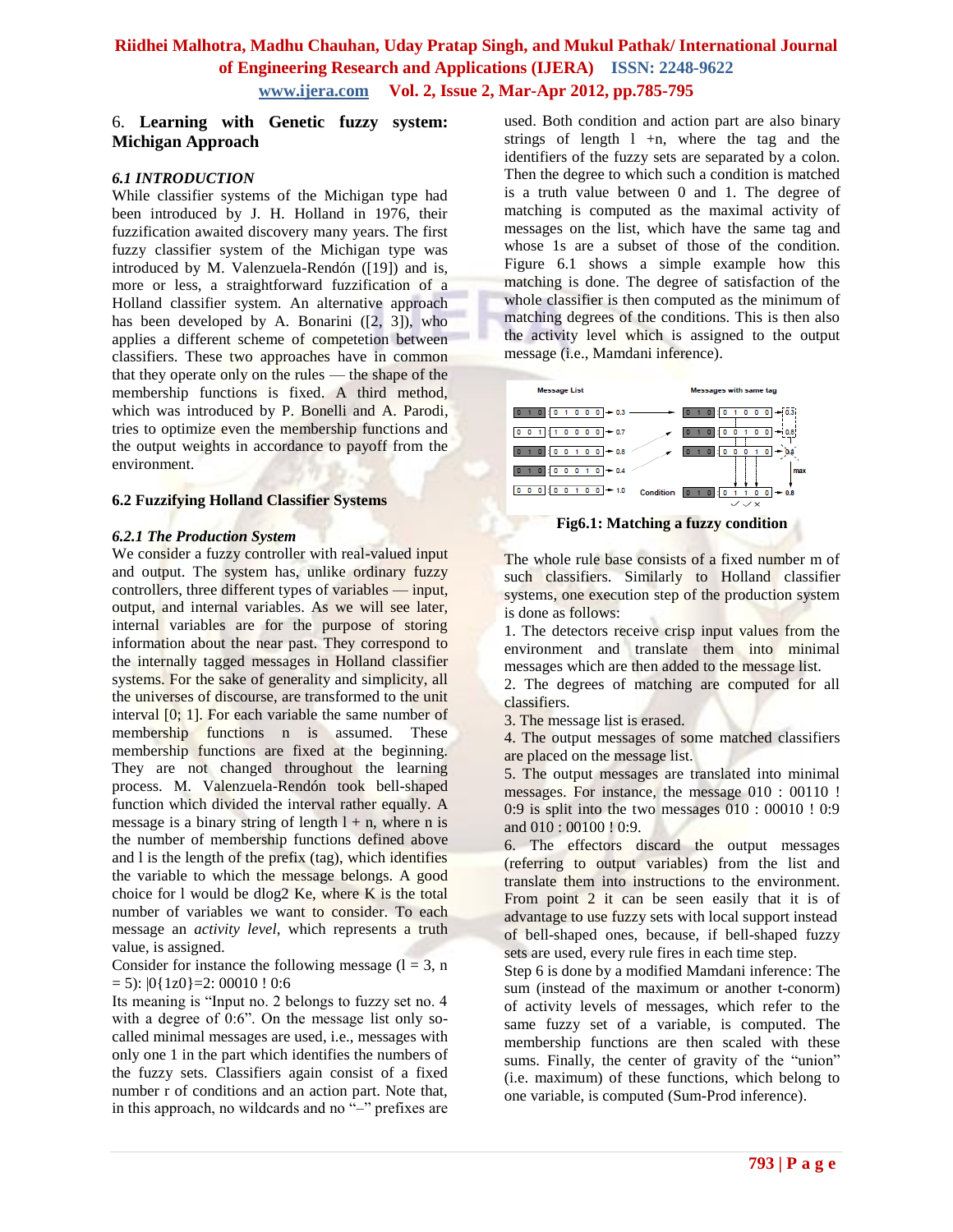## 6. **Learning with Genetic fuzzy system: Michigan Approach**

### *6.1 INTRODUCTION*

While classifier systems of the Michigan type had been introduced by J. H. Holland in 1976, their fuzzification awaited discovery many years. The first fuzzy classifier system of the Michigan type was introduced by M. Valenzuela-Rendón ([19]) and is, more or less, a straightforward fuzzification of a Holland classifier system. An alternative approach has been developed by A. Bonarini ([2, 3]), who applies a different scheme of competetion between classifiers. These two approaches have in common that they operate only on the rules — the shape of the membership functions is fixed. A third method, which was introduced by P. Bonelli and A. Parodi, tries to optimize even the membership functions and the output weights in accordance to payoff from the environment.

### 6.2 Fuzzifying Holland Classifier Systems

#### *6.2.1 The Production System*

We consider a fuzzy controller with real-valued input and output. The system has, unlike ordinary fuzzy controllers, three different types of variables — input, output, and internal variables. As we will see later, internal variables are for the purpose of storing information about the near past. They correspond to the internally tagged messages in Holland classifier systems. For the sake of generality and simplicity, all the universes of discourse, are transformed to the unit interval [0; 1]. For each variable the same number of membership functions n is assumed. These membership functions are fixed at the beginning. They are not changed throughout the learning process. M. Valenzuela-Rendón took bell-shaped function which divided the interval rather equally. A message is a binary string of length l + n, where n is the number of membership functions defined above and l is the length of the prefix (tag), which identifies the variable to which the message belongs. A good choice for l would be dlog2 Ke, where K is the total number of variables we want to consider. To each message an *activity level*, which represents a truth value, is assigned.

Consider for instance the following message (l = 3, n = 5): |0{1z0}=2: 00010 ! 0:6

Its meaning is "Input no. 2 belongs to fuzzy set no. 4 with a degree of 0:6". On the message list only so-called minimal messages are used, i.e., messages with only one 1 in the part which identifies the numbers of the fuzzy sets. Classifiers again consist of a fixed number r of conditions and an action part. Note that, in this approach, no wildcards and no "–" prefixes are used. Both condition and action part are also binary strings of length l +n, where the tag and the identifiers of the fuzzy sets are separated by a colon. Then the degree to which such a condition is matched is a truth value between 0 and 1. The degree of matching is computed as the maximal activity of messages on the list, which have the same tag and whose 1s are a subset of those of the condition. Figure 6.1 shows a simple example how this matching is done. The degree of satisfaction of the whole classifier is then computed as the minimum of matching degrees of the conditions. This is then also the activity level which is assigned to the output message (i.e., Mamdani inference).

Fig6.1: Matching a fuzzy condition

The whole rule base consists of a fixed number m of such classifiers. Similarly to Holland classifier systems, one execution step of the production system is done as follows:

1. The detectors receive crisp input values from the environment and translate them into minimal messages which are then added to the message list.
2. The degrees of matching are computed for all classifiers.
3. The message list is erased.
4. The output messages of some matched classifiers are placed on the message list.
5. The output messages are translated into minimal messages. For instance, the message 010 : 00110 ! 0:9 is split into the two messages 010 : 00010 ! 0:9 and 010 : 00100 ! 0:9.
6. The effectors discard the output messages (referring to output variables) from the list and translate them into instructions to the environment.

From point 2 it can be seen easily that it is of advantage to use fuzzy sets with local support instead of bell-shaped ones, because, if bell-shaped fuzzy sets are used, every rule fires in each time step.

Step 6 is done by a modified Mamdani inference: The sum (instead of the maximum or another t-conorm) of activity levels of messages, which refer to the same fuzzy set of a variable, is computed. The membership functions are then scaled with these sums. Finally, the center of gravity of the "union" (i.e. maximum) of these functions, which belong to one variable, is computed (Sum-Prod inference).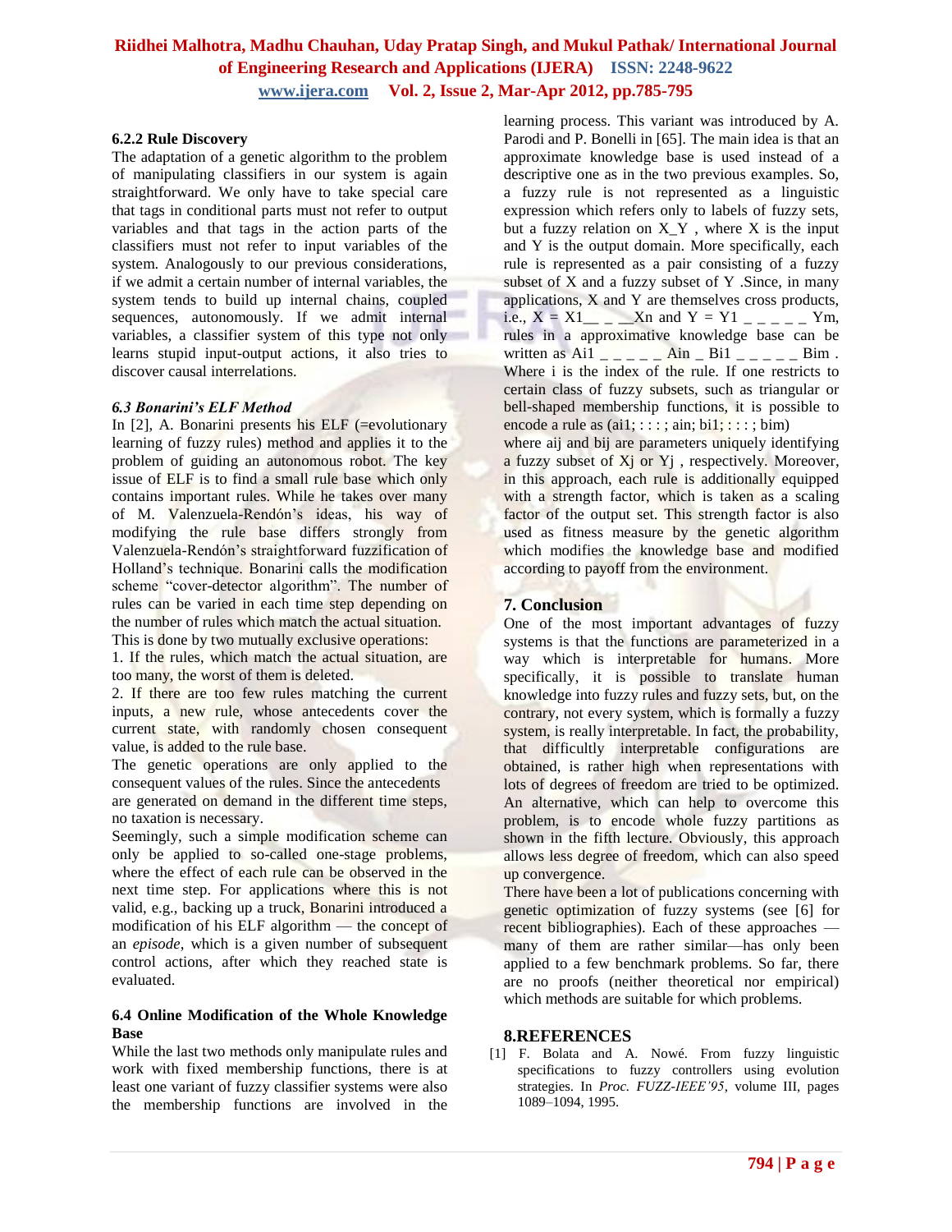#### 6.2.2 Rule Discovery

The adaptation of a genetic algorithm to the problem of manipulating classifiers in our system is again straightforward. We only have to take special care that tags in conditional parts must not refer to output variables and that tags in the action parts of the classifiers must not refer to input variables of the system. Analogously to our previous considerations, if we admit a certain number of internal variables, the system tends to build up internal chains, coupled sequences, autonomously. If we admit internal variables, a classifier system of this type not only learns stupid input-output actions, it also tries to discover causal interrelations.

### *6.3 Bonarini's ELF Method*

In [2], A. Bonarini presents his ELF (=evolutionary learning of fuzzy rules) method and applies it to the problem of guiding an autonomous robot. The key issue of ELF is to find a small rule base which only contains important rules. While he takes over many of M. Valenzuela-Rendón's ideas, his way of modifying the rule base differs strongly from Valenzuela-Rendón's straightforward fuzzification of Holland's technique. Bonarini calls the modification scheme "cover-detector algorithm". The number of rules can be varied in each time step depending on the number of rules which match the actual situation. This is done by two mutually exclusive operations:

1. If the rules, which match the actual situation, are too many, the worst of them is deleted.
2. If there are too few rules matching the current inputs, a new rule, whose antecedents cover the current state, with randomly chosen consequent value, is added to the rule base.

The genetic operations are only applied to the consequent values of the rules. Since the antecedents are generated on demand in the different time steps, no taxation is necessary.

Seemingly, such a simple modification scheme can only be applied to so-called one-stage problems, where the effect of each rule can be observed in the next time step. For applications where this is not valid, e.g., backing up a truck, Bonarini introduced a modification of his ELF algorithm — the concept of an *episode*, which is a given number of subsequent control actions, after which they reached state is evaluated.

#### 6.4 Online Modification of the Whole Knowledge Base

While the last two methods only manipulate rules and work with fixed membership functions, there is at least one variant of fuzzy classifier systems were also the membership functions are involved in the learning process. This variant was introduced by A. Parodi and P. Bonelli in [65]. The main idea is that an approximate knowledge base is used instead of a descriptive one as in the two previous examples. So, a fuzzy rule is not represented as a linguistic expression which refers only to labels of fuzzy sets, but a fuzzy relation on X_Y , where X is the input and Y is the output domain. More specifically, each rule is represented as a pair consisting of a fuzzy subset of X and a fuzzy subset of Y .Since, in many applications, X and Y are themselves cross products, i.e., X = X1__ _ __Xn and Y = Y1 _ _ _ _ _ Ym, rules in a approximative knowledge base can be written as Ai1 _ _ _ _ _ Ain _ Bi1 _ _ _ _ _ Bim . Where i is the index of the rule. If one restricts to certain class of fuzzy subsets, such as triangular or bell-shaped membership functions, it is possible to encode a rule as (ai1; : : : ; ain; bi1; : : : ; bim)

where aij and bij are parameters uniquely identifying a fuzzy subset of Xj or Yj , respectively. Moreover, in this approach, each rule is additionally equipped with a strength factor, which is taken as a scaling factor of the output set. This strength factor is also used as fitness measure by the genetic algorithm which modifies the knowledge base and modified according to payoff from the environment.

## 7. Conclusion

One of the most important advantages of fuzzy systems is that the functions are parameterized in a way which is interpretable for humans. More specifically, it is possible to translate human knowledge into fuzzy rules and fuzzy sets, but, on the contrary, not every system, which is formally a fuzzy system, is really interpretable. In fact, the probability, that difficultly interpretable configurations are obtained, is rather high when representations with lots of degrees of freedom are tried to be optimized. An alternative, which can help to overcome this problem, is to encode whole fuzzy partitions as shown in the fifth lecture. Obviously, this approach allows less degree of freedom, which can also speed up convergence.

There have been a lot of publications concerning with genetic optimization of fuzzy systems (see [6] for recent bibliographies). Each of these approaches — many of them are rather similar—has only been applied to a few benchmark problems. So far, there are no proofs (neither theoretical nor empirical) which methods are suitable for which problems.

## 8.REFERENCES

[1] F. Bolata and A. Nowé. From fuzzy linguistic specifications to fuzzy controllers using evolution strategies. In *Proc. FUZZ-IEEE'95*, volume III, pages 1089–1094, 1995.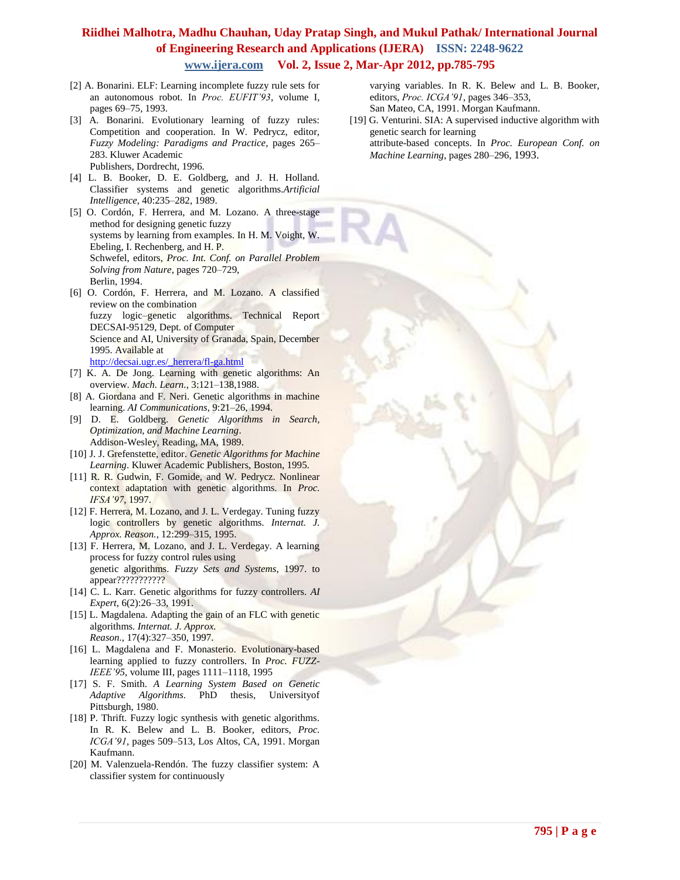[2] A. Bonarini. ELF: Learning incomplete fuzzy rule sets for an autonomous robot. In *Proc. EUFIT'93*, volume I, pages 69–75, 1993.

[3] A. Bonarini. Evolutionary learning of fuzzy rules: Competition and cooperation. In W. Pedrycz, editor, *Fuzzy Modeling: Paradigms and Practice*, pages 265–283. Kluwer Academic Publishers, Dordrecht, 1996.

[4] L. B. Booker, D. E. Goldberg, and J. H. Holland. Classifier systems and genetic algorithms.*Artificial Intelligence*, 40:235–282, 1989.

[5] O. Cordón, F. Herrera, and M. Lozano. A three-stage method for designing genetic fuzzy systems by learning from examples. In H. M. Voight, W. Ebeling, I. Rechenberg, and H. P. Schwefel, editors, *Proc. Int. Conf. on Parallel Problem Solving from Nature*, pages 720–729, Berlin, 1994.

[6] O. Cordón, F. Herrera, and M. Lozano. A classified review on the combination fuzzy logic–genetic algorithms. Technical Report DECSAI-95129, Dept. of Computer Science and AI, University of Granada, Spain, December 1995. Available at http://decsai.ugr.es/_herrera/fl-ga.html

[7] K. A. De Jong. Learning with genetic algorithms: An overview. *Mach. Learn.*, 3:121–138,1988.

[8] A. Giordana and F. Neri. Genetic algorithms in machine learning. *AI Communications*, 9:21–26, 1994.

[9] D. E. Goldberg. *Genetic Algorithms in Search, Optimization, and Machine Learning*. Addison-Wesley, Reading, MA, 1989.

[10] J. J. Grefenstette, editor. *Genetic Algorithms for Machine Learning*. Kluwer Academic Publishers, Boston, 1995.

[11] R. R. Gudwin, F. Gomide, and W. Pedrycz. Nonlinear context adaptation with genetic algorithms. In *Proc. IFSA'97*, 1997.

[12] F. Herrera, M. Lozano, and J. L. Verdegay. Tuning fuzzy logic controllers by genetic algorithms. *Internat. J. Approx. Reason.*, 12:299–315, 1995.

[13] F. Herrera, M. Lozano, and J. L. Verdegay. A learning process for fuzzy control rules using genetic algorithms. *Fuzzy Sets and Systems*, 1997. to appear???????????

[14] C. L. Karr. Genetic algorithms for fuzzy controllers. *AI Expert*, 6(2):26–33, 1991.

[15] L. Magdalena. Adapting the gain of an FLC with genetic algorithms. *Internat. J. Approx. Reason.*, 17(4):327–350, 1997.

[16] L. Magdalena and F. Monasterio. Evolutionary-based learning applied to fuzzy controllers. In *Proc. FUZZ-IEEE'95*, volume III, pages 1111–1118, 1995

[17] S. F. Smith. *A Learning System Based on Genetic Adaptive Algorithms*. PhD thesis, Universityof Pittsburgh, 1980.

[18] P. Thrift. Fuzzy logic synthesis with genetic algorithms. In R. K. Belew and L. B. Booker, editors, *Proc. ICGA'91*, pages 509–513, Los Altos, CA, 1991. Morgan Kaufmann.

[20] M. Valenzuela-Rendón. The fuzzy classifier system: A classifier system for continuously varying variables. In R. K. Belew and L. B. Booker, editors, *Proc. ICGA'91*, pages 346–353, San Mateo, CA, 1991. Morgan Kaufmann.

[19] G. Venturini. SIA: A supervised inductive algorithm with genetic search for learning attribute-based concepts. In *Proc. European Conf. on Machine Learning*, pages 280–296, 1993.